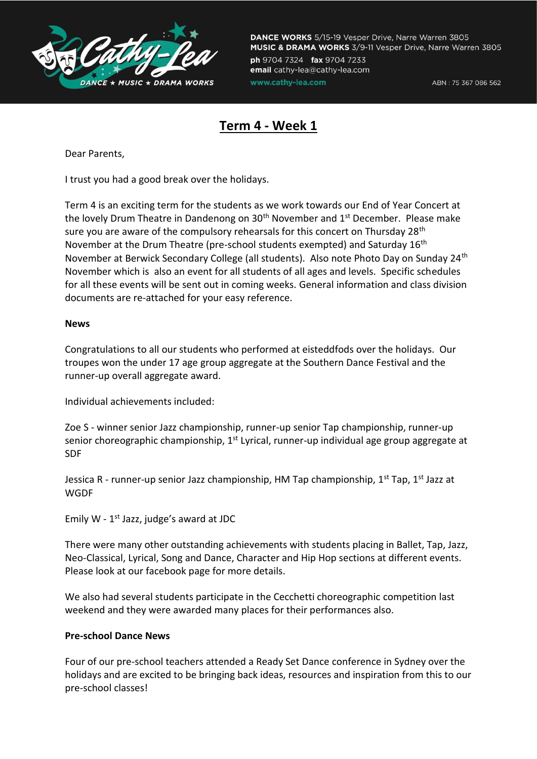**DANCE WORKS** 5/15-19 Vesper Drive, Narre Warren 3805
**MUSIC & DRAMA WORKS** 3/9-11 Vesper Drive, Narre Warren 3805
**ph** 9704 7324 **fax** 9704 7233
**email** cathy-lea@cathy-lea.com
www.cathy-lea.com
ABN : 75 367 086 562

# Term 4 - Week 1

Dear Parents,

I trust you had a good break over the holidays.

Term 4 is an exciting term for the students as we work towards our End of Year Concert at the lovely Drum Theatre in Dandenong on 30th November and 1st December. Please make sure you are aware of the compulsory rehearsals for this concert on Thursday 28th November at the Drum Theatre (pre-school students exempted) and Saturday 16th November at Berwick Secondary College (all students). Also note Photo Day on Sunday 24th November which is also an event for all students of all ages and levels. Specific schedules for all these events will be sent out in coming weeks. General information and class division documents are re-attached for your easy reference.

**News**

Congratulations to all our students who performed at eisteddfods over the holidays. Our troupes won the under 17 age group aggregate at the Southern Dance Festival and the runner-up overall aggregate award.

Individual achievements included:

Zoe S - winner senior Jazz championship, runner-up senior Tap championship, runner-up senior choreographic championship, 1st Lyrical, runner-up individual age group aggregate at SDF

Jessica R - runner-up senior Jazz championship, HM Tap championship, 1st Tap, 1st Jazz at WGDF

Emily W - 1st Jazz, judge's award at JDC

There were many other outstanding achievements with students placing in Ballet, Tap, Jazz, Neo-Classical, Lyrical, Song and Dance, Character and Hip Hop sections at different events. Please look at our facebook page for more details.

We also had several students participate in the Cecchetti choreographic competition last weekend and they were awarded many places for their performances also.

**Pre-school Dance News**

Four of our pre-school teachers attended a Ready Set Dance conference in Sydney over the holidays and are excited to be bringing back ideas, resources and inspiration from this to our pre-school classes!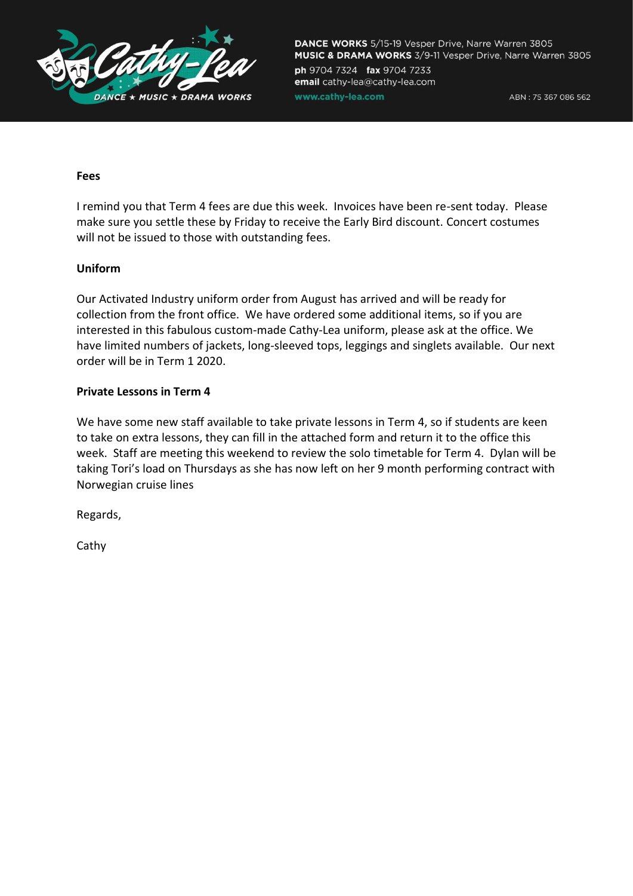**Fees**

I remind you that Term 4 fees are due this week. Invoices have been re-sent today. Please make sure you settle these by Friday to receive the Early Bird discount. Concert costumes will not be issued to those with outstanding fees.

**Uniform**

Our Activated Industry uniform order from August has arrived and will be ready for collection from the front office. We have ordered some additional items, so if you are interested in this fabulous custom-made Cathy-Lea uniform, please ask at the office. We have limited numbers of jackets, long-sleeved tops, leggings and singlets available. Our next order will be in Term 1 2020.

**Private Lessons in Term 4**

We have some new staff available to take private lessons in Term 4, so if students are keen to take on extra lessons, they can fill in the attached form and return it to the office this week. Staff are meeting this weekend to review the solo timetable for Term 4. Dylan will be taking Tori's load on Thursdays as she has now left on her 9 month performing contract with Norwegian cruise lines

Regards,

Cathy